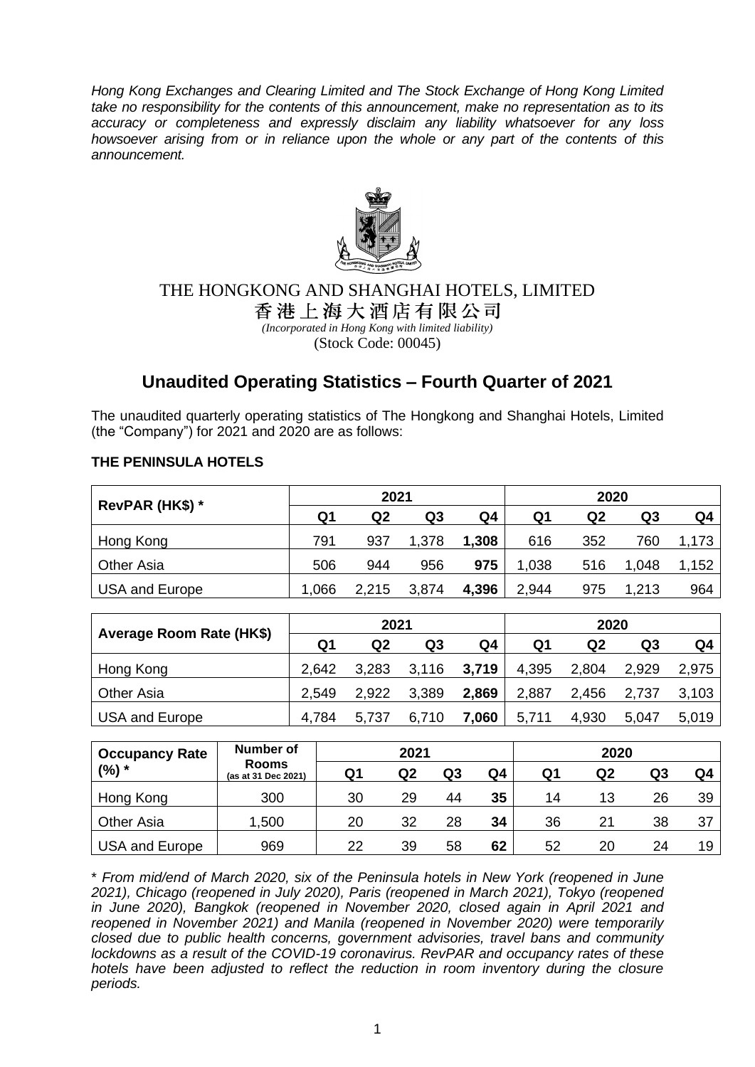*Hong Kong Exchanges and Clearing Limited and The Stock Exchange of Hong Kong Limited take no responsibility for the contents of this announcement, make no representation as to its accuracy or completeness and expressly disclaim any liability whatsoever for any loss howsoever arising from or in reliance upon the whole or any part of the contents of this announcement.*

THE HONGKONG AND SHANGHAI HOTELS, LIMITED

香港上海大酒店有限公司

*(Incorporated in Hong Kong with limited liability)*

(Stock Code: 00045)

# Unaudited Operating Statistics – Fourth Quarter of 2021

The unaudited quarterly operating statistics of The Hongkong and Shanghai Hotels, Limited (the "Company") for 2021 and 2020 are as follows:

**THE PENINSULA HOTELS**

| RevPAR (HK$) * | 2021 | | | | 2020 | | | |
|---|---|---|---|---|---|---|---|---|
| | Q1 | Q2 | Q3 | Q4 | Q1 | Q2 | Q3 | Q4 |
| Hong Kong | 791 | 937 | 1,378 | **1,308** | 616 | 352 | 760 | 1,173 |
| Other Asia | 506 | 944 | 956 | **975** | 1,038 | 516 | 1,048 | 1,152 |
| USA and Europe | 1,066 | 2,215 | 3,874 | **4,396** | 2,944 | 975 | 1,213 | 964 |

| Average Room Rate (HK$) | 2021 | | | | 2020 | | | |
|---|---|---|---|---|---|---|---|---|
| | Q1 | Q2 | Q3 | Q4 | Q1 | Q2 | Q3 | Q4 |
| Hong Kong | 2,642 | 3,283 | 3,116 | **3,719** | 4,395 | 2,804 | 2,929 | 2,975 |
| Other Asia | 2,549 | 2,922 | 3,389 | **2,869** | 2,887 | 2,456 | 2,737 | 3,103 |
| USA and Europe | 4,784 | 5,737 | 6,710 | **7,060** | 5,711 | 4,930 | 5,047 | 5,019 |

| Occupancy Rate (%) * | Number of Rooms (as at 31 Dec 2021) | 2021 | | | | 2020 | | | |
|---|---|---|---|---|---|---|---|---|---|
| | | Q1 | Q2 | Q3 | Q4 | Q1 | Q2 | Q3 | Q4 |
| Hong Kong | 300 | 30 | 29 | 44 | **35** | 14 | 13 | 26 | 39 |
| Other Asia | 1,500 | 20 | 32 | 28 | **34** | 36 | 21 | 38 | 37 |
| USA and Europe | 969 | 22 | 39 | 58 | **62** | 52 | 20 | 24 | 19 |

*\* From mid/end of March 2020, six of the Peninsula hotels in New York (reopened in June 2021), Chicago (reopened in July 2020), Paris (reopened in March 2021), Tokyo (reopened in June 2020), Bangkok (reopened in November 2020, closed again in April 2021 and reopened in November 2021) and Manila (reopened in November 2020) were temporarily closed due to public health concerns, government advisories, travel bans and community lockdowns as a result of the COVID-19 coronavirus. RevPAR and occupancy rates of these hotels have been adjusted to reflect the reduction in room inventory during the closure periods.*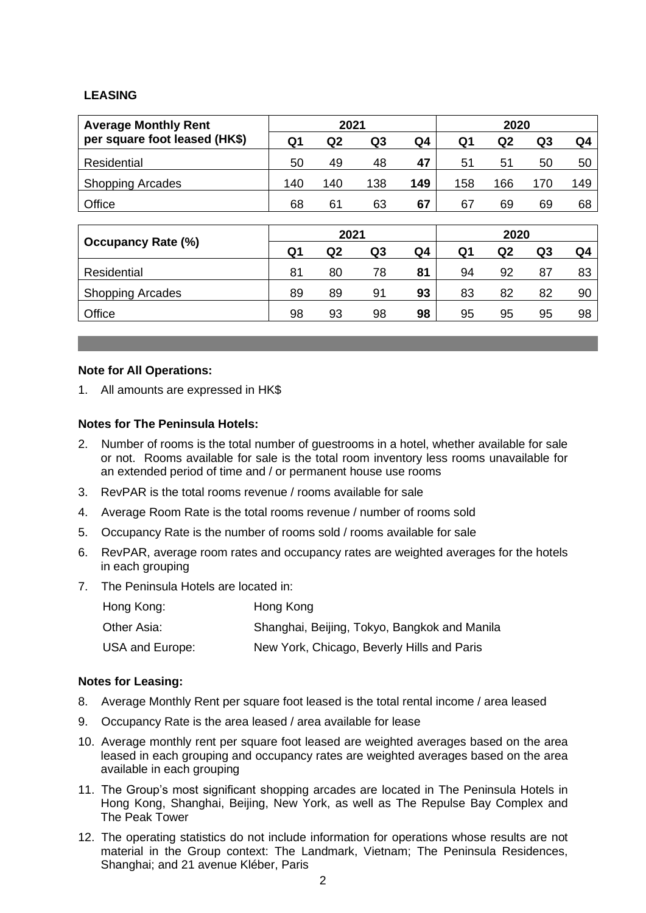**LEASING**

| Average Monthly Rent per square foot leased (HK$) | 2021 | | | | 2020 | | | |
|---|---|---|---|---|---|---|---|---|
| | Q1 | Q2 | Q3 | Q4 | Q1 | Q2 | Q3 | Q4 |
| Residential | 50 | 49 | 48 | **47** | 51 | 51 | 50 | 50 |
| Shopping Arcades | 140 | 140 | 138 | **149** | 158 | 166 | 170 | 149 |
| Office | 68 | 61 | 63 | **67** | 67 | 69 | 69 | 68 |

| Occupancy Rate (%) | 2021 | | | | 2020 | | | |
|---|---|---|---|---|---|---|---|---|
| | Q1 | Q2 | Q3 | Q4 | Q1 | Q2 | Q3 | Q4 |
| Residential | 81 | 80 | 78 | **81** | 94 | 92 | 87 | 83 |
| Shopping Arcades | 89 | 89 | 91 | **93** | 83 | 82 | 82 | 90 |
| Office | 98 | 93 | 98 | **98** | 95 | 95 | 95 | 98 |

**Note for All Operations:**

1. All amounts are expressed in HK$

**Notes for The Peninsula Hotels:**

2. Number of rooms is the total number of guestrooms in a hotel, whether available for sale or not. Rooms available for sale is the total room inventory less rooms unavailable for an extended period of time and / or permanent house use rooms
3. RevPAR is the total rooms revenue / rooms available for sale
4. Average Room Rate is the total rooms revenue / number of rooms sold
5. Occupancy Rate is the number of rooms sold / rooms available for sale
6. RevPAR, average room rates and occupancy rates are weighted averages for the hotels in each grouping
7. The Peninsula Hotels are located in:

| | |
|---|---|
| Hong Kong: | Hong Kong |
| Other Asia: | Shanghai, Beijing, Tokyo, Bangkok and Manila |
| USA and Europe: | New York, Chicago, Beverly Hills and Paris |

**Notes for Leasing:**

8. Average Monthly Rent per square foot leased is the total rental income / area leased
9. Occupancy Rate is the area leased / area available for lease
10. Average monthly rent per square foot leased are weighted averages based on the area leased in each grouping and occupancy rates are weighted averages based on the area available in each grouping
11. The Group's most significant shopping arcades are located in The Peninsula Hotels in Hong Kong, Shanghai, Beijing, New York, as well as The Repulse Bay Complex and The Peak Tower
12. The operating statistics do not include information for operations whose results are not material in the Group context: The Landmark, Vietnam; The Peninsula Residences, Shanghai; and 21 avenue Kléber, Paris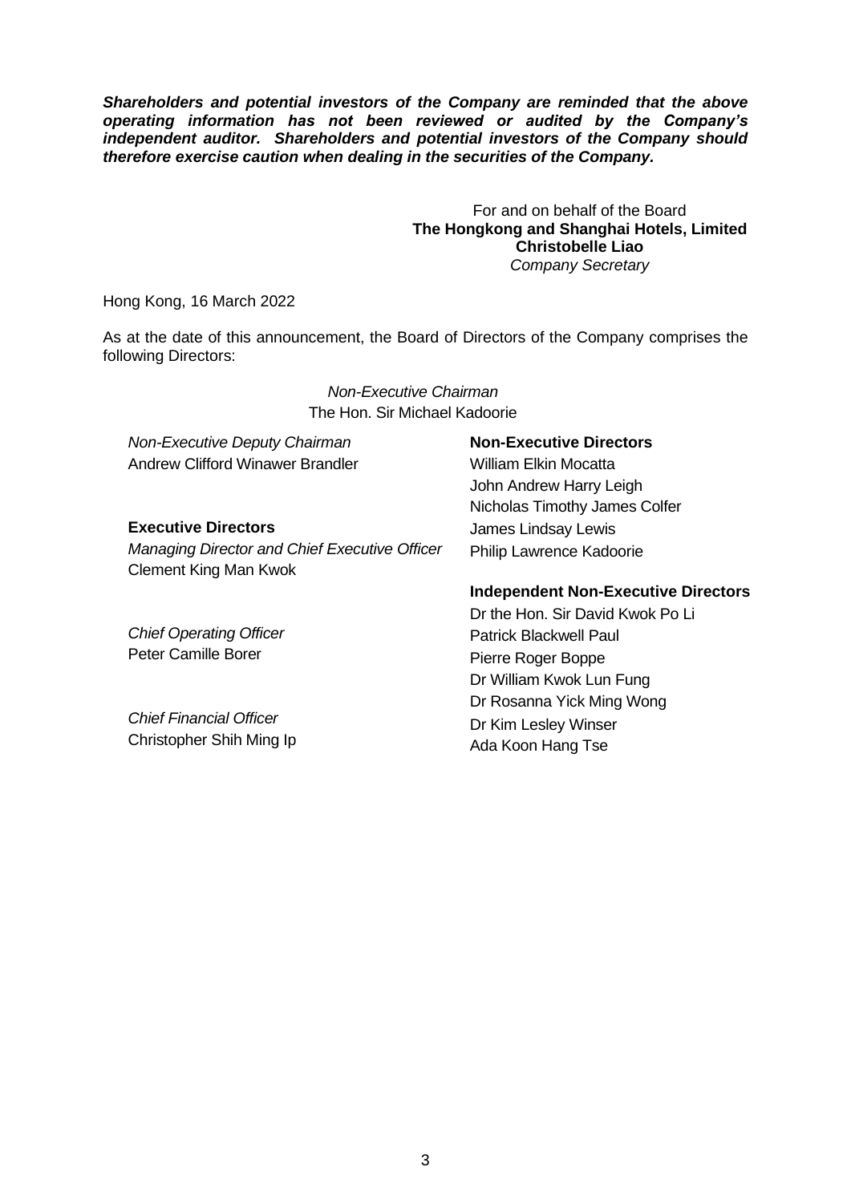***Shareholders and potential investors of the Company are reminded that the above operating information has not been reviewed or audited by the Company's independent auditor. Shareholders and potential investors of the Company should therefore exercise caution when dealing in the securities of the Company.***

For and on behalf of the Board
**The Hongkong and Shanghai Hotels, Limited**
**Christobelle Liao**
*Company Secretary*

Hong Kong, 16 March 2022

As at the date of this announcement, the Board of Directors of the Company comprises the following Directors:

*Non-Executive Chairman*
The Hon. Sir Michael Kadoorie

*Non-Executive Deputy Chairman*
Andrew Clifford Winawer Brandler

**Executive Directors**

*Managing Director and Chief Executive Officer*
Clement King Man Kwok

*Chief Operating Officer*
Peter Camille Borer

*Chief Financial Officer*
Christopher Shih Ming Ip

**Non-Executive Directors**

William Elkin Mocatta
John Andrew Harry Leigh
Nicholas Timothy James Colfer
James Lindsay Lewis
Philip Lawrence Kadoorie

**Independent Non-Executive Directors**

Dr the Hon. Sir David Kwok Po Li
Patrick Blackwell Paul
Pierre Roger Boppe
Dr William Kwok Lun Fung
Dr Rosanna Yick Ming Wong
Dr Kim Lesley Winser
Ada Koon Hang Tse